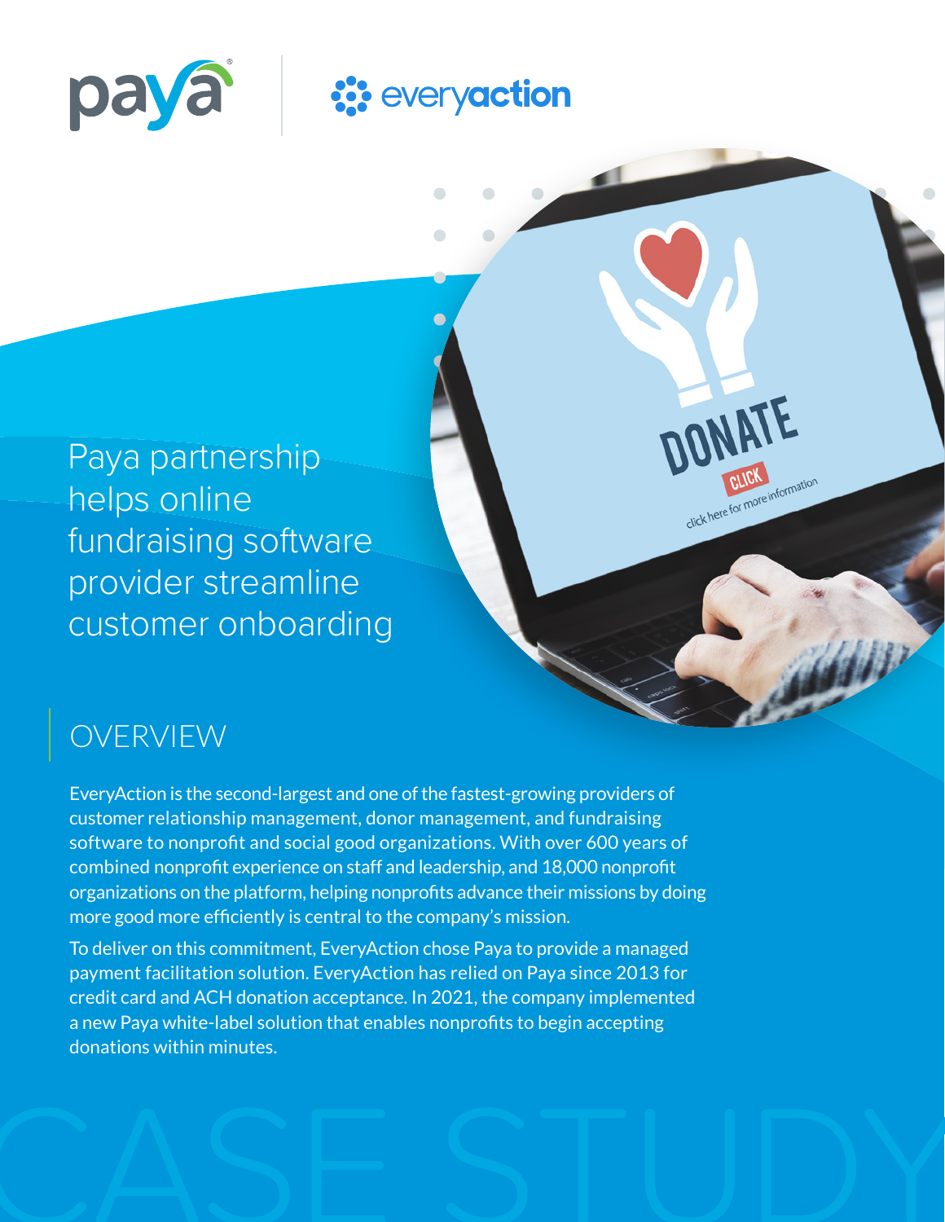# Paya partnership helps online fundraising software provider streamline customer onboarding

## OVERVIEW

EveryAction is the second-largest and one of the fastest-growing providers of customer relationship management, donor management, and fundraising software to nonprofit and social good organizations. With over 600 years of combined nonprofit experience on staff and leadership, and 18,000 nonprofit organizations on the platform, helping nonprofits advance their missions by doing more good more efficiently is central to the company's mission.

To deliver on this commitment, EveryAction chose Paya to provide a managed payment facilitation solution. EveryAction has relied on Paya since 2013 for credit card and ACH donation acceptance. In 2021, the company implemented a new Paya white-label solution that enables nonprofits to begin accepting donations within minutes.

CASE STUDY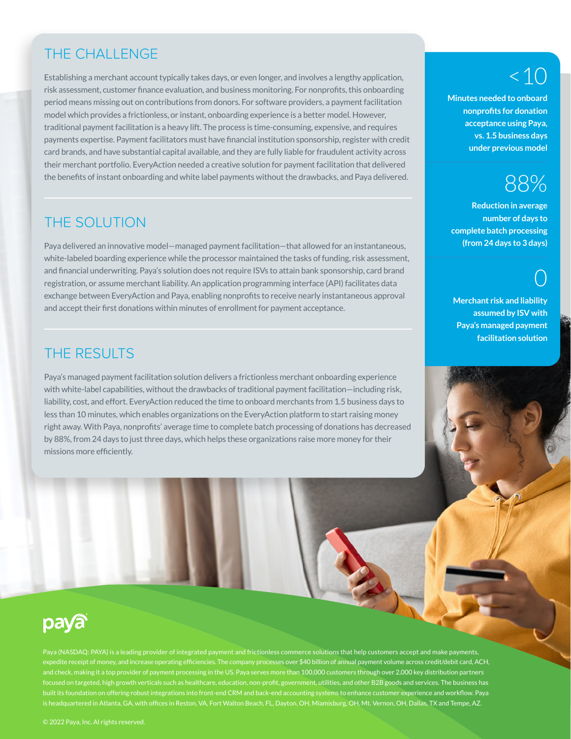## THE CHALLENGE

Establishing a merchant account typically takes days, or even longer, and involves a lengthy application, risk assessment, customer finance evaluation, and business monitoring. For nonprofits, this onboarding period means missing out on contributions from donors. For software providers, a payment facilitation model which provides a frictionless, or instant, onboarding experience is a better model. However, traditional payment facilitation is a heavy lift. The process is time-consuming, expensive, and requires payments expertise. Payment facilitators must have financial institution sponsorship, register with credit card brands, and have substantial capital available, and they are fully liable for fraudulent activity across their merchant portfolio. EveryAction needed a creative solution for payment facilitation that delivered the benefits of instant onboarding and white label payments without the drawbacks, and Paya delivered.

## THE SOLUTION

Paya delivered an innovative model—managed payment facilitation—that allowed for an instantaneous, white-labeled boarding experience while the processor maintained the tasks of funding, risk assessment, and financial underwriting. Paya's solution does not require ISVs to attain bank sponsorship, card brand registration, or assume merchant liability. An application programming interface (API) facilitates data exchange between EveryAction and Paya, enabling nonprofits to receive nearly instantaneous approval and accept their first donations within minutes of enrollment for payment acceptance.

## THE RESULTS

Paya's managed payment facilitation solution delivers a frictionless merchant onboarding experience with white-label capabilities, without the drawbacks of traditional payment facilitation—including risk, liability, cost, and effort. EveryAction reduced the time to onboard merchants from 1.5 business days to less than 10 minutes, which enables organizations on the EveryAction platform to start raising money right away. With Paya, nonprofits' average time to complete batch processing of donations has decreased by 88%, from 24 days to just three days, which helps these organizations raise more money for their missions more efficiently.

**<10**

**Minutes needed to onboard nonprofits for donation acceptance using Paya, vs. 1.5 business days under previous model**

**88%**

**Reduction in average number of days to complete batch processing (from 24 days to 3 days)**

**0**

**Merchant risk and liability assumed by ISV with Paya's managed payment facilitation solution**

paya

Paya (NASDAQ: PAYA) is a leading provider of integrated payment and frictionless commerce solutions that help customers accept and make payments, expedite receipt of money, and increase operating efficiencies. The company processes over $40 billion of annual payment volume across credit/debit card, ACH, and check, making it a top provider of payment processing in the US. Paya serves more than 100,000 customers through over 2,000 key distribution partners focused on targeted, high growth verticals such as healthcare, education, non-profit, government, utilities, and other B2B goods and services. The business has built its foundation on offering robust integrations into front-end CRM and back-end accounting systems to enhance customer experience and workflow. Paya is headquartered in Atlanta, GA, with offices in Reston, VA, Fort Walton Beach, FL, Dayton, OH, Miamisburg, OH, Mt. Vernon, OH, Dallas, TX and Tempe, AZ.

© 2022 Paya, Inc. Al rights reserved.